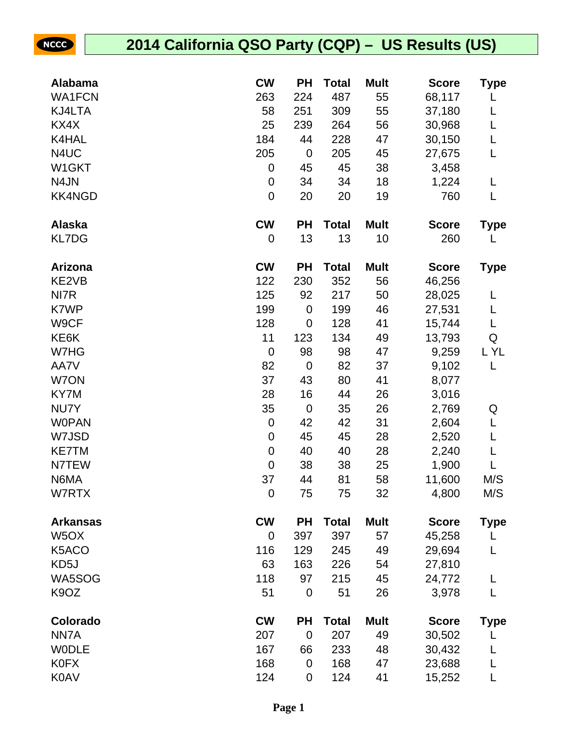# 2014 California QSO Party (CQP) – US Results (US)

| Alabama | CW | PH | Total | Mult | Score | Type |
|---|---|---|---|---|---|---|
| WA1FCN | 263 | 224 | 487 | 55 | 68,117 | L |
| KJ4LTA | 58 | 251 | 309 | 55 | 37,180 | L |
| KX4X | 25 | 239 | 264 | 56 | 30,968 | L |
| K4HAL | 184 | 44 | 228 | 47 | 30,150 | L |
| N4UC | 205 | 0 | 205 | 45 | 27,675 | L |
| W1GKT | 0 | 45 | 45 | 38 | 3,458 | |
| N4JN | 0 | 34 | 34 | 18 | 1,224 | L |
| KK4NGD | 0 | 20 | 20 | 19 | 760 | L |

| Alaska | CW | PH | Total | Mult | Score | Type |
|---|---|---|---|---|---|---|
| KL7DG | 0 | 13 | 13 | 10 | 260 | L |

| Arizona | CW | PH | Total | Mult | Score | Type |
|---|---|---|---|---|---|---|
| KE2VB | 122 | 230 | 352 | 56 | 46,256 | |
| NI7R | 125 | 92 | 217 | 50 | 28,025 | L |
| K7WP | 199 | 0 | 199 | 46 | 27,531 | L |
| W9CF | 128 | 0 | 128 | 41 | 15,744 | L |
| KE6K | 11 | 123 | 134 | 49 | 13,793 | Q |
| W7HG | 0 | 98 | 98 | 47 | 9,259 | L YL |
| AA7V | 82 | 0 | 82 | 37 | 9,102 | L |
| W7ON | 37 | 43 | 80 | 41 | 8,077 | |
| KY7M | 28 | 16 | 44 | 26 | 3,016 | |
| NU7Y | 35 | 0 | 35 | 26 | 2,769 | Q |
| W0PAN | 0 | 42 | 42 | 31 | 2,604 | L |
| W7JSD | 0 | 45 | 45 | 28 | 2,520 | L |
| KE7TM | 0 | 40 | 40 | 28 | 2,240 | L |
| N7TEW | 0 | 38 | 38 | 25 | 1,900 | L |
| N6MA | 37 | 44 | 81 | 58 | 11,600 | M/S |
| W7RTX | 0 | 75 | 75 | 32 | 4,800 | M/S |

| Arkansas | CW | PH | Total | Mult | Score | Type |
|---|---|---|---|---|---|---|
| W5OX | 0 | 397 | 397 | 57 | 45,258 | L |
| K5ACO | 116 | 129 | 245 | 49 | 29,694 | L |
| KD5J | 63 | 163 | 226 | 54 | 27,810 | |
| WA5SOG | 118 | 97 | 215 | 45 | 24,772 | L |
| K9OZ | 51 | 0 | 51 | 26 | 3,978 | L |

| Colorado | CW | PH | Total | Mult | Score | Type |
|---|---|---|---|---|---|---|
| NN7A | 207 | 0 | 207 | 49 | 30,502 | L |
| W0DLE | 167 | 66 | 233 | 48 | 30,432 | L |
| K0FX | 168 | 0 | 168 | 47 | 23,688 | L |
| K0AV | 124 | 0 | 124 | 41 | 15,252 | L |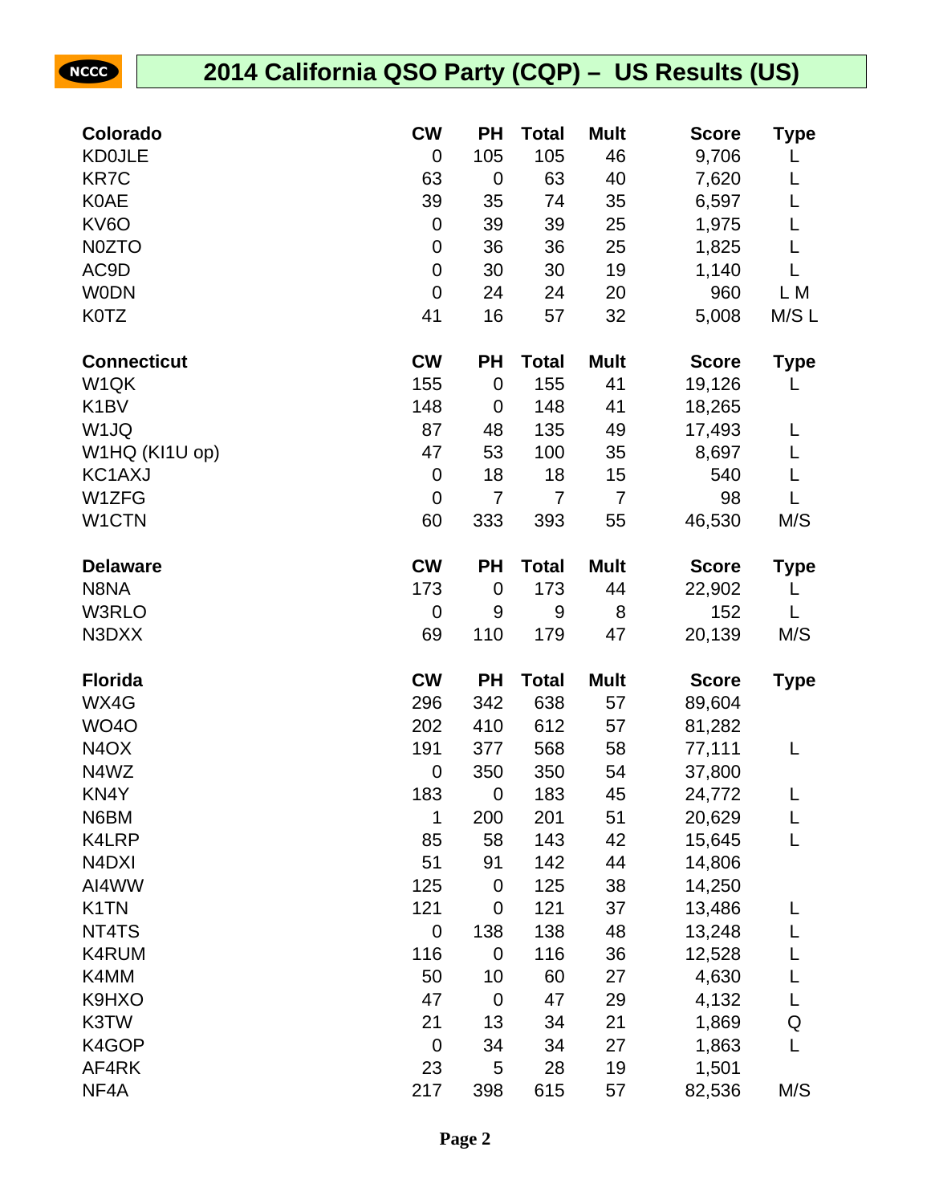# 2014 California QSO Party (CQP) – US Results (US)

| Colorado | CW | PH | Total | Mult | Score | Type |
|---|---|---|---|---|---|---|
| KD0JLE | 0 | 105 | 105 | 46 | 9,706 | L |
| KR7C | 63 | 0 | 63 | 40 | 7,620 | L |
| K0AE | 39 | 35 | 74 | 35 | 6,597 | L |
| KV6O | 0 | 39 | 39 | 25 | 1,975 | L |
| N0ZTO | 0 | 36 | 36 | 25 | 1,825 | L |
| AC9D | 0 | 30 | 30 | 19 | 1,140 | L |
| W0DN | 0 | 24 | 24 | 20 | 960 | L M |
| K0TZ | 41 | 16 | 57 | 32 | 5,008 | M/S L |

| Connecticut | CW | PH | Total | Mult | Score | Type |
|---|---|---|---|---|---|---|
| W1QK | 155 | 0 | 155 | 41 | 19,126 | L |
| K1BV | 148 | 0 | 148 | 41 | 18,265 | |
| W1JQ | 87 | 48 | 135 | 49 | 17,493 | L |
| W1HQ (KI1U op) | 47 | 53 | 100 | 35 | 8,697 | L |
| KC1AXJ | 0 | 18 | 18 | 15 | 540 | L |
| W1ZFG | 0 | 7 | 7 | 7 | 98 | L |
| W1CTN | 60 | 333 | 393 | 55 | 46,530 | M/S |

| Delaware | CW | PH | Total | Mult | Score | Type |
|---|---|---|---|---|---|---|
| N8NA | 173 | 0 | 173 | 44 | 22,902 | L |
| W3RLO | 0 | 9 | 9 | 8 | 152 | L |
| N3DXX | 69 | 110 | 179 | 47 | 20,139 | M/S |

| Florida | CW | PH | Total | Mult | Score | Type |
|---|---|---|---|---|---|---|
| WX4G | 296 | 342 | 638 | 57 | 89,604 | |
| WO4O | 202 | 410 | 612 | 57 | 81,282 | |
| N4OX | 191 | 377 | 568 | 58 | 77,111 | L |
| N4WZ | 0 | 350 | 350 | 54 | 37,800 | |
| KN4Y | 183 | 0 | 183 | 45 | 24,772 | L |
| N6BM | 1 | 200 | 201 | 51 | 20,629 | L |
| K4LRP | 85 | 58 | 143 | 42 | 15,645 | L |
| N4DXI | 51 | 91 | 142 | 44 | 14,806 | |
| AI4WW | 125 | 0 | 125 | 38 | 14,250 | |
| K1TN | 121 | 0 | 121 | 37 | 13,486 | L |
| NT4TS | 0 | 138 | 138 | 48 | 13,248 | L |
| K4RUM | 116 | 0 | 116 | 36 | 12,528 | L |
| K4MM | 50 | 10 | 60 | 27 | 4,630 | L |
| K9HXO | 47 | 0 | 47 | 29 | 4,132 | L |
| K3TW | 21 | 13 | 34 | 21 | 1,869 | Q |
| K4GOP | 0 | 34 | 34 | 27 | 1,863 | L |
| AF4RK | 23 | 5 | 28 | 19 | 1,501 | |
| NF4A | 217 | 398 | 615 | 57 | 82,536 | M/S |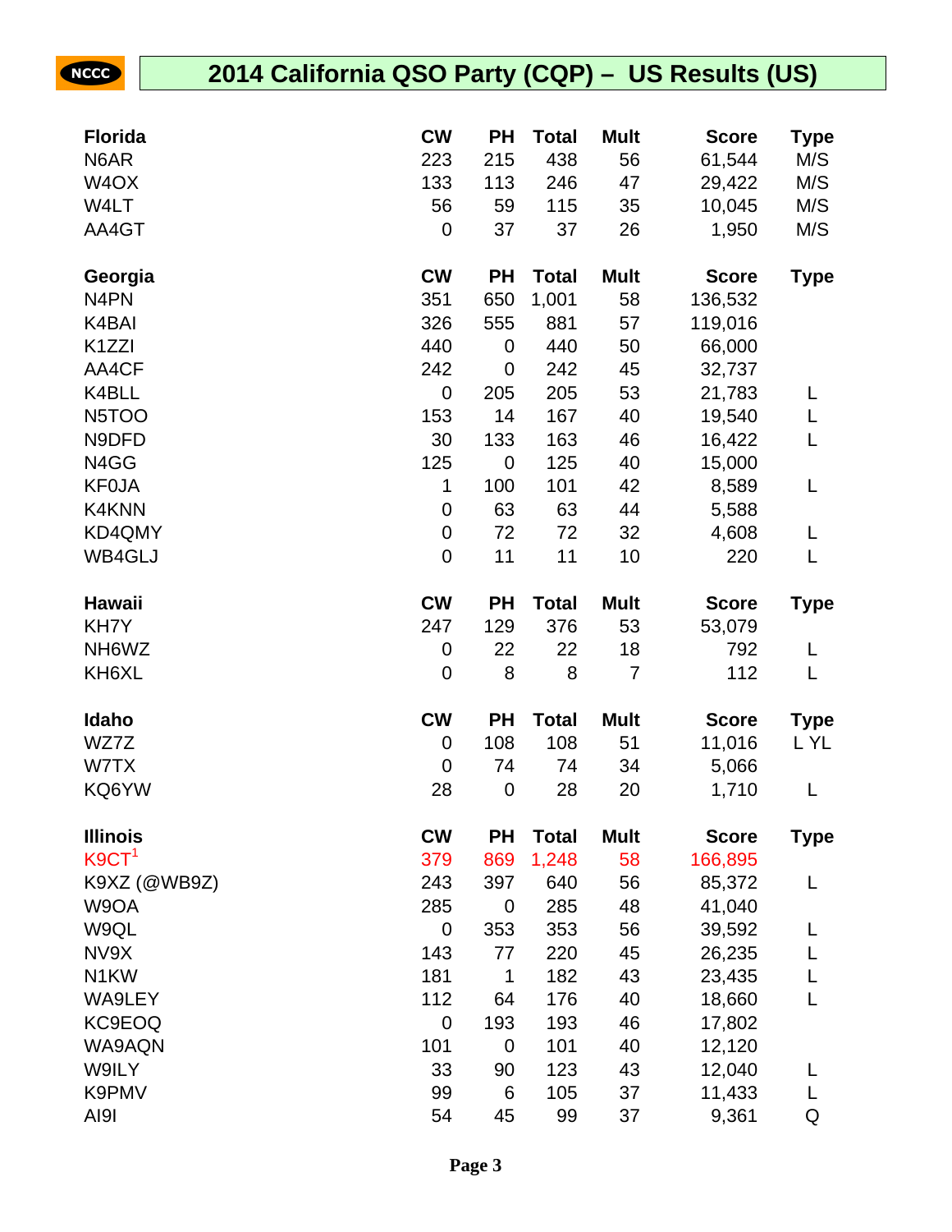# 2014 California QSO Party (CQP) – US Results (US)

| Florida | CW | PH | Total | Mult | Score | Type |
|---|---|---|---|---|---|---|
| N6AR | 223 | 215 | 438 | 56 | 61,544 | M/S |
| W4OX | 133 | 113 | 246 | 47 | 29,422 | M/S |
| W4LT | 56 | 59 | 115 | 35 | 10,045 | M/S |
| AA4GT | 0 | 37 | 37 | 26 | 1,950 | M/S |

| Georgia | CW | PH | Total | Mult | Score | Type |
|---|---|---|---|---|---|---|
| N4PN | 351 | 650 | 1,001 | 58 | 136,532 | |
| K4BAI | 326 | 555 | 881 | 57 | 119,016 | |
| K1ZZI | 440 | 0 | 440 | 50 | 66,000 | |
| AA4CF | 242 | 0 | 242 | 45 | 32,737 | |
| K4BLL | 0 | 205 | 205 | 53 | 21,783 | L |
| N5TOO | 153 | 14 | 167 | 40 | 19,540 | L |
| N9DFD | 30 | 133 | 163 | 46 | 16,422 | L |
| N4GG | 125 | 0 | 125 | 40 | 15,000 | |
| KF0JA | 1 | 100 | 101 | 42 | 8,589 | L |
| K4KNN | 0 | 63 | 63 | 44 | 5,588 | |
| KD4QMY | 0 | 72 | 72 | 32 | 4,608 | L |
| WB4GLJ | 0 | 11 | 11 | 10 | 220 | L |

| Hawaii | CW | PH | Total | Mult | Score | Type |
|---|---|---|---|---|---|---|
| KH7Y | 247 | 129 | 376 | 53 | 53,079 | |
| NH6WZ | 0 | 22 | 22 | 18 | 792 | L |
| KH6XL | 0 | 8 | 8 | 7 | 112 | L |

| Idaho | CW | PH | Total | Mult | Score | Type |
|---|---|---|---|---|---|---|
| WZ7Z | 0 | 108 | 108 | 51 | 11,016 | L YL |
| W7TX | 0 | 74 | 74 | 34 | 5,066 | |
| KQ6YW | 28 | 0 | 28 | 20 | 1,710 | L |

| Illinois | CW | PH | Total | Mult | Score | Type |
|---|---|---|---|---|---|---|
| K9CT[1] | 379 | 869 | 1,248 | 58 | 166,895 | |
| K9XZ (@WB9Z) | 243 | 397 | 640 | 56 | 85,372 | L |
| W9OA | 285 | 0 | 285 | 48 | 41,040 | |
| W9QL | 0 | 353 | 353 | 56 | 39,592 | L |
| NV9X | 143 | 77 | 220 | 45 | 26,235 | L |
| N1KW | 181 | 1 | 182 | 43 | 23,435 | L |
| WA9LEY | 112 | 64 | 176 | 40 | 18,660 | L |
| KC9EOQ | 0 | 193 | 193 | 46 | 17,802 | |
| WA9AQN | 101 | 0 | 101 | 40 | 12,120 | |
| W9ILY | 33 | 90 | 123 | 43 | 12,040 | L |
| K9PMV | 99 | 6 | 105 | 37 | 11,433 | L |
| AI9I | 54 | 45 | 99 | 37 | 9,361 | Q |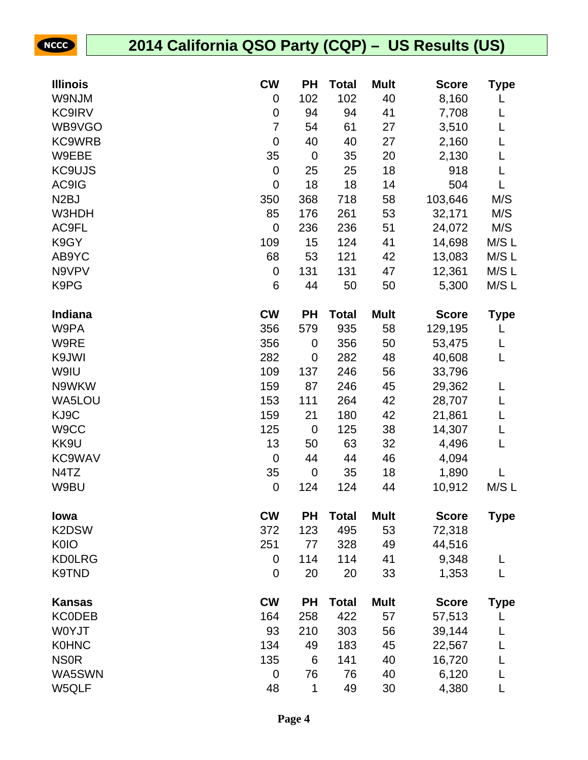# 2014 California QSO Party (CQP) – US Results (US)

| Illinois | CW | PH | Total | Mult | Score | Type |
|---|---|---|---|---|---|---|
| W9NJM | 0 | 102 | 102 | 40 | 8,160 | L |
| KC9IRV | 0 | 94 | 94 | 41 | 7,708 | L |
| WB9VGO | 7 | 54 | 61 | 27 | 3,510 | L |
| KC9WRB | 0 | 40 | 40 | 27 | 2,160 | L |
| W9EBE | 35 | 0 | 35 | 20 | 2,130 | L |
| KC9UJS | 0 | 25 | 25 | 18 | 918 | L |
| AC9IG | 0 | 18 | 18 | 14 | 504 | L |
| N2BJ | 350 | 368 | 718 | 58 | 103,646 | M/S |
| W3HDH | 85 | 176 | 261 | 53 | 32,171 | M/S |
| AC9FL | 0 | 236 | 236 | 51 | 24,072 | M/S |
| K9GY | 109 | 15 | 124 | 41 | 14,698 | M/S L |
| AB9YC | 68 | 53 | 121 | 42 | 13,083 | M/S L |
| N9VPV | 0 | 131 | 131 | 47 | 12,361 | M/S L |
| K9PG | 6 | 44 | 50 | 50 | 5,300 | M/S L |

| Indiana | CW | PH | Total | Mult | Score | Type |
|---|---|---|---|---|---|---|
| W9PA | 356 | 579 | 935 | 58 | 129,195 | L |
| W9RE | 356 | 0 | 356 | 50 | 53,475 | L |
| K9JWI | 282 | 0 | 282 | 48 | 40,608 | L |
| W9IU | 109 | 137 | 246 | 56 | 33,796 | |
| N9WKW | 159 | 87 | 246 | 45 | 29,362 | L |
| WA5LOU | 153 | 111 | 264 | 42 | 28,707 | L |
| KJ9C | 159 | 21 | 180 | 42 | 21,861 | L |
| W9CC | 125 | 0 | 125 | 38 | 14,307 | L |
| KK9U | 13 | 50 | 63 | 32 | 4,496 | L |
| KC9WAV | 0 | 44 | 44 | 46 | 4,094 | |
| N4TZ | 35 | 0 | 35 | 18 | 1,890 | L |
| W9BU | 0 | 124 | 124 | 44 | 10,912 | M/S L |

| Iowa | CW | PH | Total | Mult | Score | Type |
|---|---|---|---|---|---|---|
| K2DSW | 372 | 123 | 495 | 53 | 72,318 | |
| K0IO | 251 | 77 | 328 | 49 | 44,516 | |
| KD0LRG | 0 | 114 | 114 | 41 | 9,348 | L |
| K9TND | 0 | 20 | 20 | 33 | 1,353 | L |

| Kansas | CW | PH | Total | Mult | Score | Type |
|---|---|---|---|---|---|---|
| KC0DEB | 164 | 258 | 422 | 57 | 57,513 | L |
| W0YJT | 93 | 210 | 303 | 56 | 39,144 | L |
| K0HNC | 134 | 49 | 183 | 45 | 22,567 | L |
| NS0R | 135 | 6 | 141 | 40 | 16,720 | L |
| WA5SWN | 0 | 76 | 76 | 40 | 6,120 | L |
| W5QLF | 48 | 1 | 49 | 30 | 4,380 | L |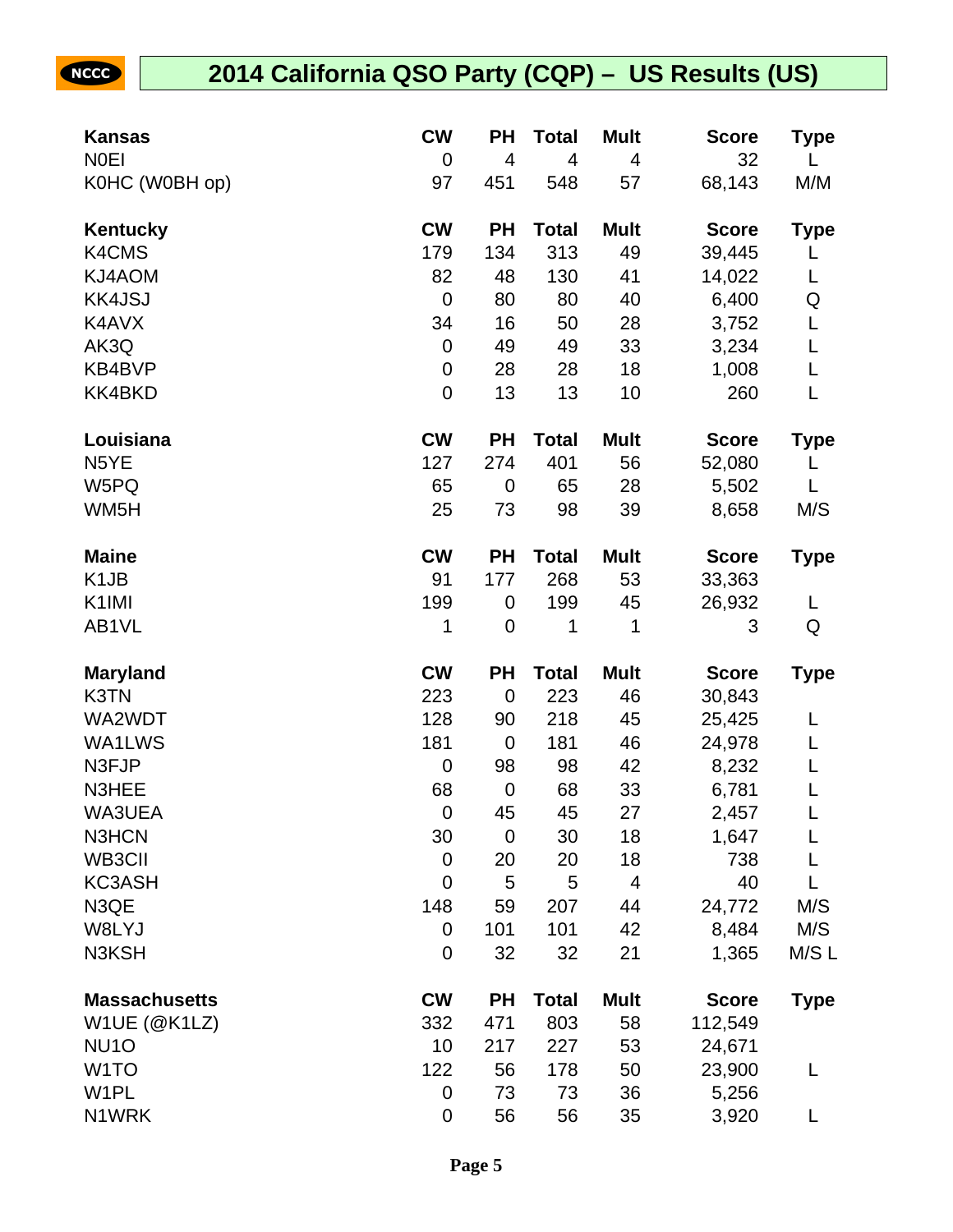# 2014 California QSO Party (CQP) – US Results (US)

| Kansas | CW | PH | Total | Mult | Score | Type |
|---|---|---|---|---|---|---|
| N0EI | 0 | 4 | 4 | 4 | 32 | L |
| K0HC (W0BH op) | 97 | 451 | 548 | 57 | 68,143 | M/M |

| Kentucky | CW | PH | Total | Mult | Score | Type |
|---|---|---|---|---|---|---|
| K4CMS | 179 | 134 | 313 | 49 | 39,445 | L |
| KJ4AOM | 82 | 48 | 130 | 41 | 14,022 | L |
| KK4JSJ | 0 | 80 | 80 | 40 | 6,400 | Q |
| K4AVX | 34 | 16 | 50 | 28 | 3,752 | L |
| AK3Q | 0 | 49 | 49 | 33 | 3,234 | L |
| KB4BVP | 0 | 28 | 28 | 18 | 1,008 | L |
| KK4BKD | 0 | 13 | 13 | 10 | 260 | L |

| Louisiana | CW | PH | Total | Mult | Score | Type |
|---|---|---|---|---|---|---|
| N5YE | 127 | 274 | 401 | 56 | 52,080 | L |
| W5PQ | 65 | 0 | 65 | 28 | 5,502 | L |
| WM5H | 25 | 73 | 98 | 39 | 8,658 | M/S |

| Maine | CW | PH | Total | Mult | Score | Type |
|---|---|---|---|---|---|---|
| K1JB | 91 | 177 | 268 | 53 | 33,363 | |
| K1IMI | 199 | 0 | 199 | 45 | 26,932 | L |
| AB1VL | 1 | 0 | 1 | 1 | 3 | Q |

| Maryland | CW | PH | Total | Mult | Score | Type |
|---|---|---|---|---|---|---|
| K3TN | 223 | 0 | 223 | 46 | 30,843 | |
| WA2WDT | 128 | 90 | 218 | 45 | 25,425 | L |
| WA1LWS | 181 | 0 | 181 | 46 | 24,978 | L |
| N3FJP | 0 | 98 | 98 | 42 | 8,232 | L |
| N3HEE | 68 | 0 | 68 | 33 | 6,781 | L |
| WA3UEA | 0 | 45 | 45 | 27 | 2,457 | L |
| N3HCN | 30 | 0 | 30 | 18 | 1,647 | L |
| WB3CII | 0 | 20 | 20 | 18 | 738 | L |
| KC3ASH | 0 | 5 | 5 | 4 | 40 | L |
| N3QE | 148 | 59 | 207 | 44 | 24,772 | M/S |
| W8LYJ | 0 | 101 | 101 | 42 | 8,484 | M/S |
| N3KSH | 0 | 32 | 32 | 21 | 1,365 | M/S L |

| Massachusetts | CW | PH | Total | Mult | Score | Type |
|---|---|---|---|---|---|---|
| W1UE (@K1LZ) | 332 | 471 | 803 | 58 | 112,549 | |
| NU1O | 10 | 217 | 227 | 53 | 24,671 | |
| W1TO | 122 | 56 | 178 | 50 | 23,900 | L |
| W1PL | 0 | 73 | 73 | 36 | 5,256 | |
| N1WRK | 0 | 56 | 56 | 35 | 3,920 | L |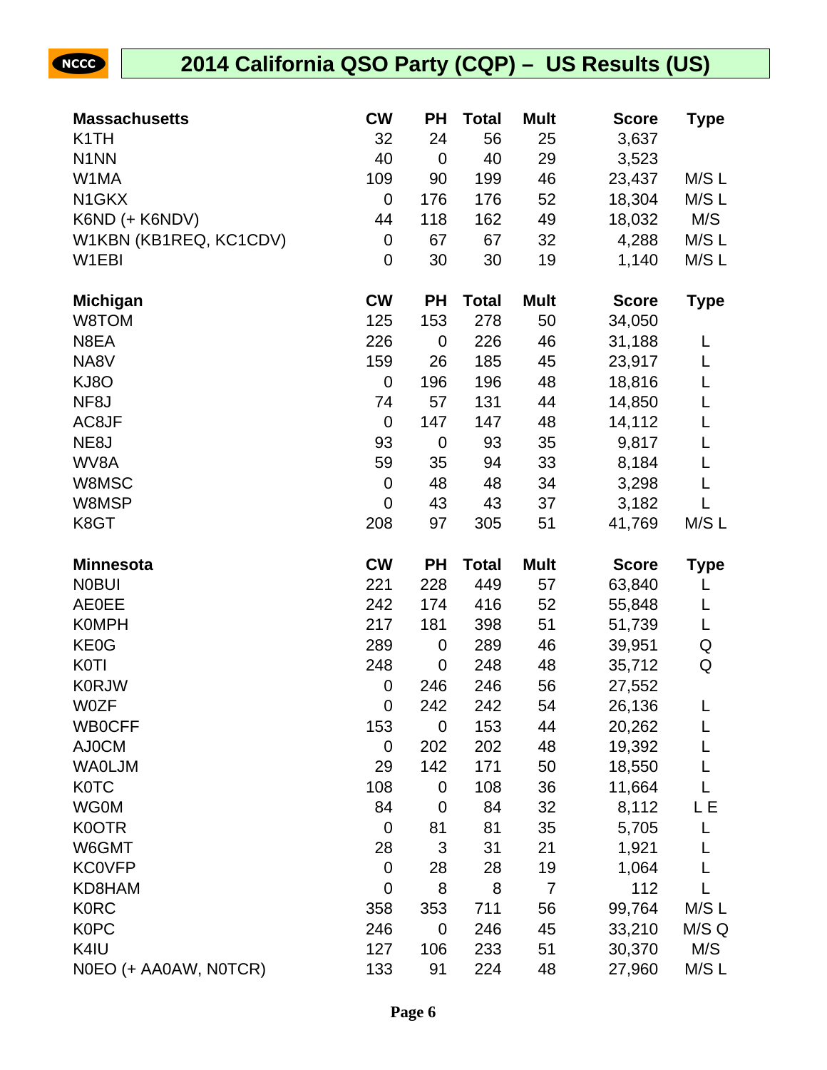## 2014 California QSO Party (CQP) – US Results (US)

| Massachusetts | CW | PH | Total | Mult | Score | Type |
|---|---|---|---|---|---|---|
| K1TH | 32 | 24 | 56 | 25 | 3,637 | |
| N1NN | 40 | 0 | 40 | 29 | 3,523 | |
| W1MA | 109 | 90 | 199 | 46 | 23,437 | M/S L |
| N1GKX | 0 | 176 | 176 | 52 | 18,304 | M/S L |
| K6ND (+ K6NDV) | 44 | 118 | 162 | 49 | 18,032 | M/S |
| W1KBN (KB1REQ, KC1CDV) | 0 | 67 | 67 | 32 | 4,288 | M/S L |
| W1EBI | 0 | 30 | 30 | 19 | 1,140 | M/S L |

| Michigan | CW | PH | Total | Mult | Score | Type |
|---|---|---|---|---|---|---|
| W8TOM | 125 | 153 | 278 | 50 | 34,050 | |
| N8EA | 226 | 0 | 226 | 46 | 31,188 | L |
| NA8V | 159 | 26 | 185 | 45 | 23,917 | L |
| KJ8O | 0 | 196 | 196 | 48 | 18,816 | L |
| NF8J | 74 | 57 | 131 | 44 | 14,850 | L |
| AC8JF | 0 | 147 | 147 | 48 | 14,112 | L |
| NE8J | 93 | 0 | 93 | 35 | 9,817 | L |
| WV8A | 59 | 35 | 94 | 33 | 8,184 | L |
| W8MSC | 0 | 48 | 48 | 34 | 3,298 | L |
| W8MSP | 0 | 43 | 43 | 37 | 3,182 | L |
| K8GT | 208 | 97 | 305 | 51 | 41,769 | M/S L |

| Minnesota | CW | PH | Total | Mult | Score | Type |
|---|---|---|---|---|---|---|
| N0BUI | 221 | 228 | 449 | 57 | 63,840 | L |
| AE0EE | 242 | 174 | 416 | 52 | 55,848 | L |
| K0MPH | 217 | 181 | 398 | 51 | 51,739 | L |
| KE0G | 289 | 0 | 289 | 46 | 39,951 | Q |
| K0TI | 248 | 0 | 248 | 48 | 35,712 | Q |
| K0RJW | 0 | 246 | 246 | 56 | 27,552 | |
| W0ZF | 0 | 242 | 242 | 54 | 26,136 | L |
| WB0CFF | 153 | 0 | 153 | 44 | 20,262 | L |
| AJ0CM | 0 | 202 | 202 | 48 | 19,392 | L |
| WA0LJM | 29 | 142 | 171 | 50 | 18,550 | L |
| K0TC | 108 | 0 | 108 | 36 | 11,664 | L |
| WG0M | 84 | 0 | 84 | 32 | 8,112 | L E |
| K0OTR | 0 | 81 | 81 | 35 | 5,705 | L |
| W6GMT | 28 | 3 | 31 | 21 | 1,921 | L |
| KC0VFP | 0 | 28 | 28 | 19 | 1,064 | L |
| KD8HAM | 0 | 8 | 8 | 7 | 112 | L |
| K0RC | 358 | 353 | 711 | 56 | 99,764 | M/S L |
| K0PC | 246 | 0 | 246 | 45 | 33,210 | M/S Q |
| K4IU | 127 | 106 | 233 | 51 | 30,370 | M/S |
| N0EO (+ AA0AW, N0TCR) | 133 | 91 | 224 | 48 | 27,960 | M/S L |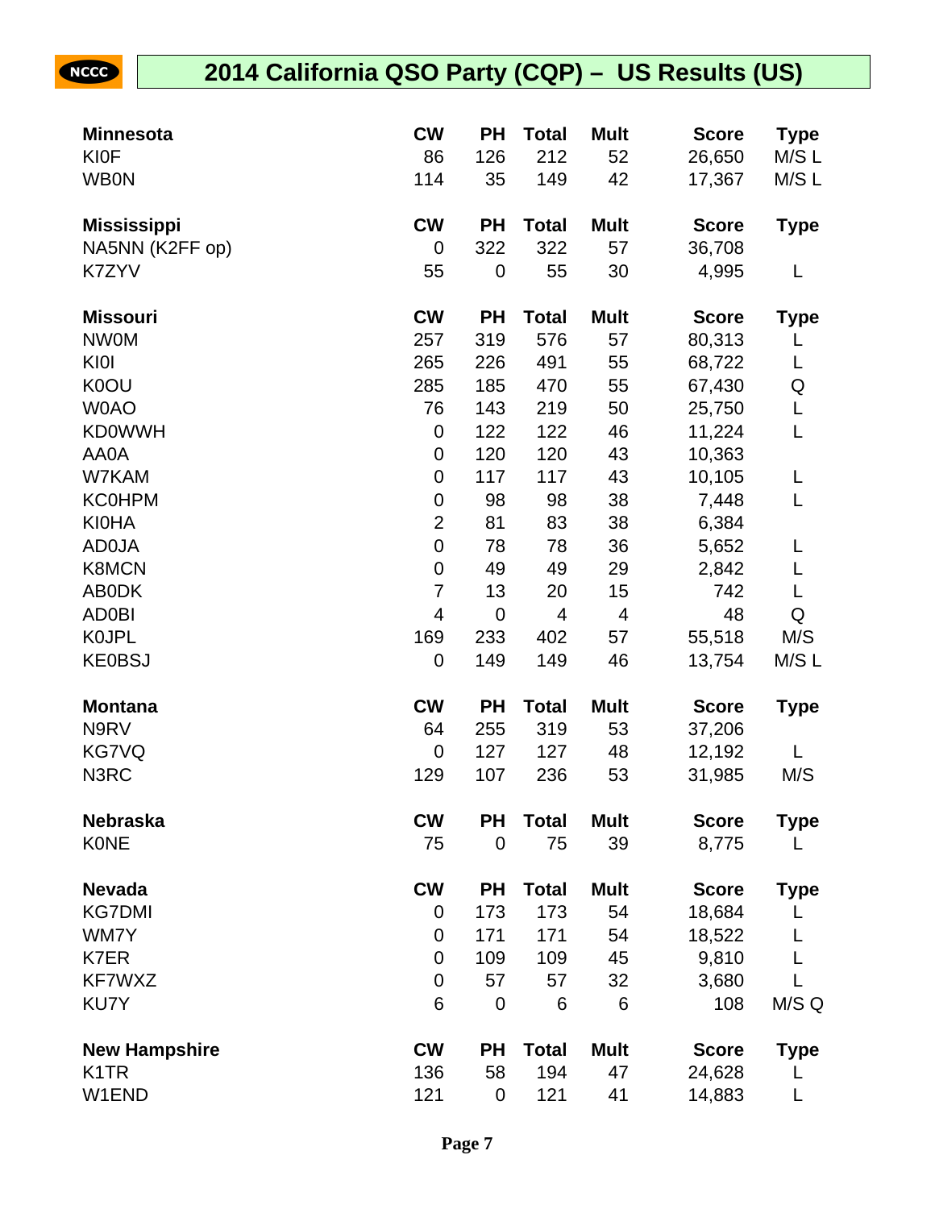# 2014 California QSO Party (CQP) – US Results (US)

| Minnesota | CW | PH | Total | Mult | Score | Type |
|---|---|---|---|---|---|---|
| KI0F | 86 | 126 | 212 | 52 | 26,650 | M/S L |
| WB0N | 114 | 35 | 149 | 42 | 17,367 | M/S L |

| Mississippi | CW | PH | Total | Mult | Score | Type |
|---|---|---|---|---|---|---|
| NA5NN (K2FF op) | 0 | 322 | 322 | 57 | 36,708 | |
| K7ZYV | 55 | 0 | 55 | 30 | 4,995 | L |

| Missouri | CW | PH | Total | Mult | Score | Type |
|---|---|---|---|---|---|---|
| NW0M | 257 | 319 | 576 | 57 | 80,313 | L |
| KI0I | 265 | 226 | 491 | 55 | 68,722 | L |
| K0OU | 285 | 185 | 470 | 55 | 67,430 | Q |
| W0AO | 76 | 143 | 219 | 50 | 25,750 | L |
| KD0WWH | 0 | 122 | 122 | 46 | 11,224 | L |
| AA0A | 0 | 120 | 120 | 43 | 10,363 | |
| W7KAM | 0 | 117 | 117 | 43 | 10,105 | L |
| KC0HPM | 0 | 98 | 98 | 38 | 7,448 | L |
| KI0HA | 2 | 81 | 83 | 38 | 6,384 | |
| AD0JA | 0 | 78 | 78 | 36 | 5,652 | L |
| K8MCN | 0 | 49 | 49 | 29 | 2,842 | L |
| AB0DK | 7 | 13 | 20 | 15 | 742 | L |
| AD0BI | 4 | 0 | 4 | 4 | 48 | Q |
| K0JPL | 169 | 233 | 402 | 57 | 55,518 | M/S |
| KE0BSJ | 0 | 149 | 149 | 46 | 13,754 | M/S L |

| Montana | CW | PH | Total | Mult | Score | Type |
|---|---|---|---|---|---|---|
| N9RV | 64 | 255 | 319 | 53 | 37,206 | |
| KG7VQ | 0 | 127 | 127 | 48 | 12,192 | L |
| N3RC | 129 | 107 | 236 | 53 | 31,985 | M/S |

| Nebraska | CW | PH | Total | Mult | Score | Type |
|---|---|---|---|---|---|---|
| K0NE | 75 | 0 | 75 | 39 | 8,775 | L |

| Nevada | CW | PH | Total | Mult | Score | Type |
|---|---|---|---|---|---|---|
| KG7DMI | 0 | 173 | 173 | 54 | 18,684 | L |
| WM7Y | 0 | 171 | 171 | 54 | 18,522 | L |
| K7ER | 0 | 109 | 109 | 45 | 9,810 | L |
| KF7WXZ | 0 | 57 | 57 | 32 | 3,680 | L |
| KU7Y | 6 | 0 | 6 | 6 | 108 | M/S Q |

| New Hampshire | CW | PH | Total | Mult | Score | Type |
|---|---|---|---|---|---|---|
| K1TR | 136 | 58 | 194 | 47 | 24,628 | L |
| W1END | 121 | 0 | 121 | 41 | 14,883 | L |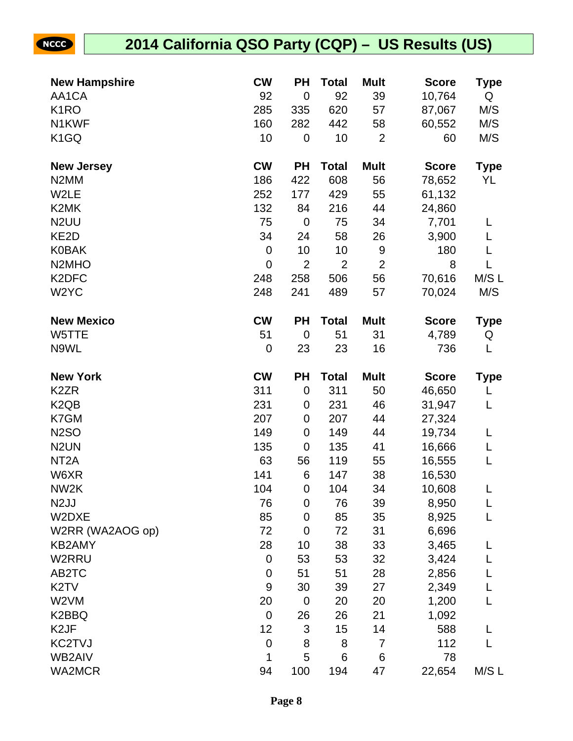# 2014 California QSO Party (CQP) – US Results (US)

| New Hampshire | CW | PH | Total | Mult | Score | Type |
|---|---|---|---|---|---|---|
| AA1CA | 92 | 0 | 92 | 39 | 10,764 | Q |
| K1RO | 285 | 335 | 620 | 57 | 87,067 | M/S |
| N1KWF | 160 | 282 | 442 | 58 | 60,552 | M/S |
| K1GQ | 10 | 0 | 10 | 2 | 60 | M/S |

| New Jersey | CW | PH | Total | Mult | Score | Type |
|---|---|---|---|---|---|---|
| N2MM | 186 | 422 | 608 | 56 | 78,652 | YL |
| W2LE | 252 | 177 | 429 | 55 | 61,132 | |
| K2MK | 132 | 84 | 216 | 44 | 24,860 | |
| N2UU | 75 | 0 | 75 | 34 | 7,701 | L |
| KE2D | 34 | 24 | 58 | 26 | 3,900 | L |
| K0BAK | 0 | 10 | 10 | 9 | 180 | L |
| N2MHO | 0 | 2 | 2 | 2 | 8 | L |
| K2DFC | 248 | 258 | 506 | 56 | 70,616 | M/S L |
| W2YC | 248 | 241 | 489 | 57 | 70,024 | M/S |

| New Mexico | CW | PH | Total | Mult | Score | Type |
|---|---|---|---|---|---|---|
| W5TTE | 51 | 0 | 51 | 31 | 4,789 | Q |
| N9WL | 0 | 23 | 23 | 16 | 736 | L |

| New York | CW | PH | Total | Mult | Score | Type |
|---|---|---|---|---|---|---|
| K2ZR | 311 | 0 | 311 | 50 | 46,650 | L |
| K2QB | 231 | 0 | 231 | 46 | 31,947 | L |
| K7GM | 207 | 0 | 207 | 44 | 27,324 | |
| N2SO | 149 | 0 | 149 | 44 | 19,734 | L |
| N2UN | 135 | 0 | 135 | 41 | 16,666 | L |
| NT2A | 63 | 56 | 119 | 55 | 16,555 | L |
| W6XR | 141 | 6 | 147 | 38 | 16,530 | |
| NW2K | 104 | 0 | 104 | 34 | 10,608 | L |
| N2JJ | 76 | 0 | 76 | 39 | 8,950 | L |
| W2DXE | 85 | 0 | 85 | 35 | 8,925 | L |
| W2RR (WA2AOG op) | 72 | 0 | 72 | 31 | 6,696 | |
| KB2AMY | 28 | 10 | 38 | 33 | 3,465 | L |
| W2RRU | 0 | 53 | 53 | 32 | 3,424 | L |
| AB2TC | 0 | 51 | 51 | 28 | 2,856 | L |
| K2TV | 9 | 30 | 39 | 27 | 2,349 | L |
| W2VM | 20 | 0 | 20 | 20 | 1,200 | L |
| K2BBQ | 0 | 26 | 26 | 21 | 1,092 | |
| K2JF | 12 | 3 | 15 | 14 | 588 | L |
| KC2TVJ | 0 | 8 | 8 | 7 | 112 | L |
| WB2AIV | 1 | 5 | 6 | 6 | 78 | |
| WA2MCR | 94 | 100 | 194 | 47 | 22,654 | M/S L |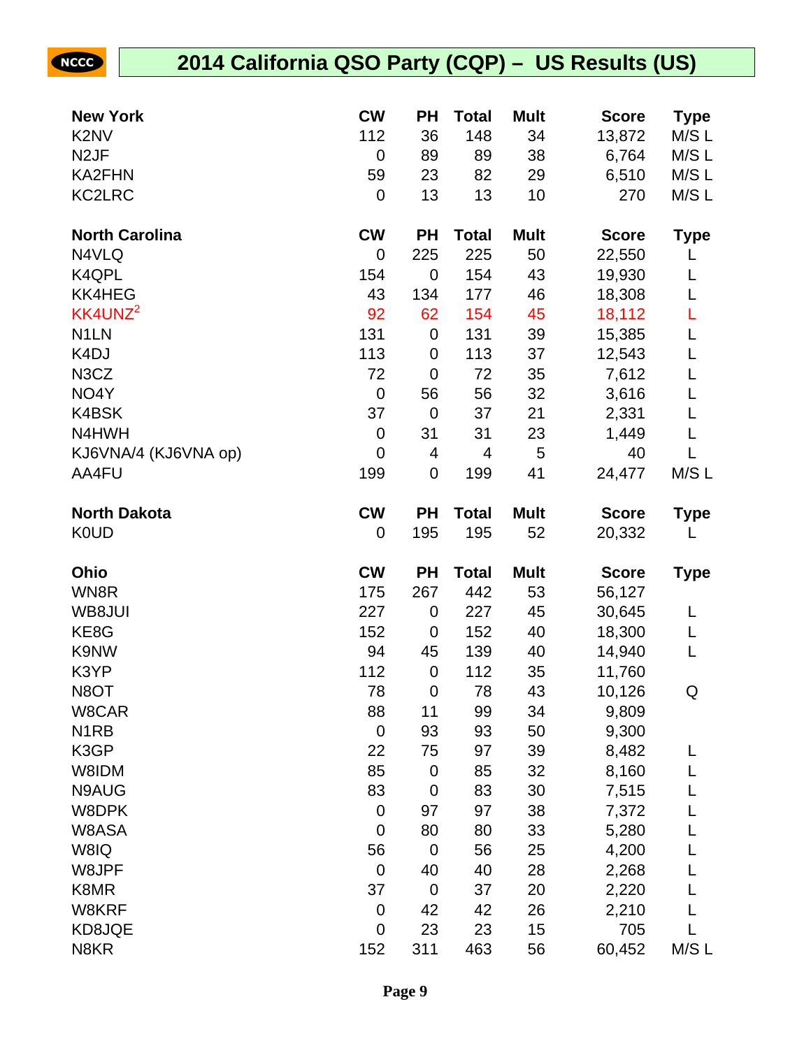# 2014 California QSO Party (CQP) – US Results (US)

| New York | CW | PH | Total | Mult | Score | Type |
|---|---|---|---|---|---|---|
| K2NV | 112 | 36 | 148 | 34 | 13,872 | M/S L |
| N2JF | 0 | 89 | 89 | 38 | 6,764 | M/S L |
| KA2FHN | 59 | 23 | 82 | 29 | 6,510 | M/S L |
| KC2LRC | 0 | 13 | 13 | 10 | 270 | M/S L |

| North Carolina | CW | PH | Total | Mult | Score | Type |
|---|---|---|---|---|---|---|
| N4VLQ | 0 | 225 | 225 | 50 | 22,550 | L |
| K4QPL | 154 | 0 | 154 | 43 | 19,930 | L |
| KK4HEG | 43 | 134 | 177 | 46 | 18,308 | L |
| KK4UNZ[2] | 92 | 62 | 154 | 45 | 18,112 | L |
| N1LN | 131 | 0 | 131 | 39 | 15,385 | L |
| K4DJ | 113 | 0 | 113 | 37 | 12,543 | L |
| N3CZ | 72 | 0 | 72 | 35 | 7,612 | L |
| NO4Y | 0 | 56 | 56 | 32 | 3,616 | L |
| K4BSK | 37 | 0 | 37 | 21 | 2,331 | L |
| N4HWH | 0 | 31 | 31 | 23 | 1,449 | L |
| KJ6VNA/4 (KJ6VNA op) | 0 | 4 | 4 | 5 | 40 | L |
| AA4FU | 199 | 0 | 199 | 41 | 24,477 | M/S L |

| North Dakota | CW | PH | Total | Mult | Score | Type |
|---|---|---|---|---|---|---|
| K0UD | 0 | 195 | 195 | 52 | 20,332 | L |

| Ohio | CW | PH | Total | Mult | Score | Type |
|---|---|---|---|---|---|---|
| WN8R | 175 | 267 | 442 | 53 | 56,127 | |
| WB8JUI | 227 | 0 | 227 | 45 | 30,645 | L |
| KE8G | 152 | 0 | 152 | 40 | 18,300 | L |
| K9NW | 94 | 45 | 139 | 40 | 14,940 | L |
| K3YP | 112 | 0 | 112 | 35 | 11,760 | |
| N8OT | 78 | 0 | 78 | 43 | 10,126 | Q |
| W8CAR | 88 | 11 | 99 | 34 | 9,809 | |
| N1RB | 0 | 93 | 93 | 50 | 9,300 | |
| K3GP | 22 | 75 | 97 | 39 | 8,482 | L |
| W8IDM | 85 | 0 | 85 | 32 | 8,160 | L |
| N9AUG | 83 | 0 | 83 | 30 | 7,515 | L |
| W8DPK | 0 | 97 | 97 | 38 | 7,372 | L |
| W8ASA | 0 | 80 | 80 | 33 | 5,280 | L |
| W8IQ | 56 | 0 | 56 | 25 | 4,200 | L |
| W8JPF | 0 | 40 | 40 | 28 | 2,268 | L |
| K8MR | 37 | 0 | 37 | 20 | 2,220 | L |
| W8KRF | 0 | 42 | 42 | 26 | 2,210 | L |
| KD8JQE | 0 | 23 | 23 | 15 | 705 | L |
| N8KR | 152 | 311 | 463 | 56 | 60,452 | M/S L |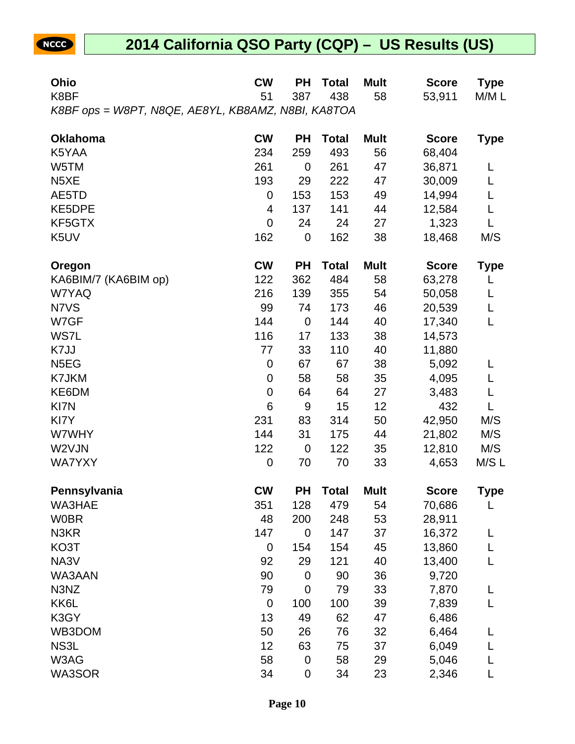# 2014 California QSO Party (CQP) – US Results (US)

| Ohio | CW | PH | Total | Mult | Score | Type |
|---|---|---|---|---|---|---|
| K8BF | 51 | 387 | 438 | 58 | 53,911 | M/M L |

*K8BF ops = W8PT, N8QE, AE8YL, KB8AMZ, N8BI, KA8TOA*

| Oklahoma | CW | PH | Total | Mult | Score | Type |
|---|---|---|---|---|---|---|
| K5YAA | 234 | 259 | 493 | 56 | 68,404 | |
| W5TM | 261 | 0 | 261 | 47 | 36,871 | L |
| N5XE | 193 | 29 | 222 | 47 | 30,009 | L |
| AE5TD | 0 | 153 | 153 | 49 | 14,994 | L |
| KE5DPE | 4 | 137 | 141 | 44 | 12,584 | L |
| KF5GTX | 0 | 24 | 24 | 27 | 1,323 | L |
| K5UV | 162 | 0 | 162 | 38 | 18,468 | M/S |

| Oregon | CW | PH | Total | Mult | Score | Type |
|---|---|---|---|---|---|---|
| KA6BIM/7 (KA6BIM op) | 122 | 362 | 484 | 58 | 63,278 | L |
| W7YAQ | 216 | 139 | 355 | 54 | 50,058 | L |
| N7VS | 99 | 74 | 173 | 46 | 20,539 | L |
| W7GF | 144 | 0 | 144 | 40 | 17,340 | L |
| WS7L | 116 | 17 | 133 | 38 | 14,573 | |
| K7JJ | 77 | 33 | 110 | 40 | 11,880 | |
| N5EG | 0 | 67 | 67 | 38 | 5,092 | L |
| K7JKM | 0 | 58 | 58 | 35 | 4,095 | L |
| KE6DM | 0 | 64 | 64 | 27 | 3,483 | L |
| KI7N | 6 | 9 | 15 | 12 | 432 | L |
| KI7Y | 231 | 83 | 314 | 50 | 42,950 | M/S |
| W7WHY | 144 | 31 | 175 | 44 | 21,802 | M/S |
| W2VJN | 122 | 0 | 122 | 35 | 12,810 | M/S |
| WA7YXY | 0 | 70 | 70 | 33 | 4,653 | M/S L |

| Pennsylvania | CW | PH | Total | Mult | Score | Type |
|---|---|---|---|---|---|---|
| WA3HAE | 351 | 128 | 479 | 54 | 70,686 | L |
| W0BR | 48 | 200 | 248 | 53 | 28,911 | |
| N3KR | 147 | 0 | 147 | 37 | 16,372 | L |
| KO3T | 0 | 154 | 154 | 45 | 13,860 | L |
| NA3V | 92 | 29 | 121 | 40 | 13,400 | L |
| WA3AAN | 90 | 0 | 90 | 36 | 9,720 | |
| N3NZ | 79 | 0 | 79 | 33 | 7,870 | L |
| KK6L | 0 | 100 | 100 | 39 | 7,839 | L |
| K3GY | 13 | 49 | 62 | 47 | 6,486 | |
| WB3DOM | 50 | 26 | 76 | 32 | 6,464 | L |
| NS3L | 12 | 63 | 75 | 37 | 6,049 | L |
| W3AG | 58 | 0 | 58 | 29 | 5,046 | L |
| WA3SOR | 34 | 0 | 34 | 23 | 2,346 | L |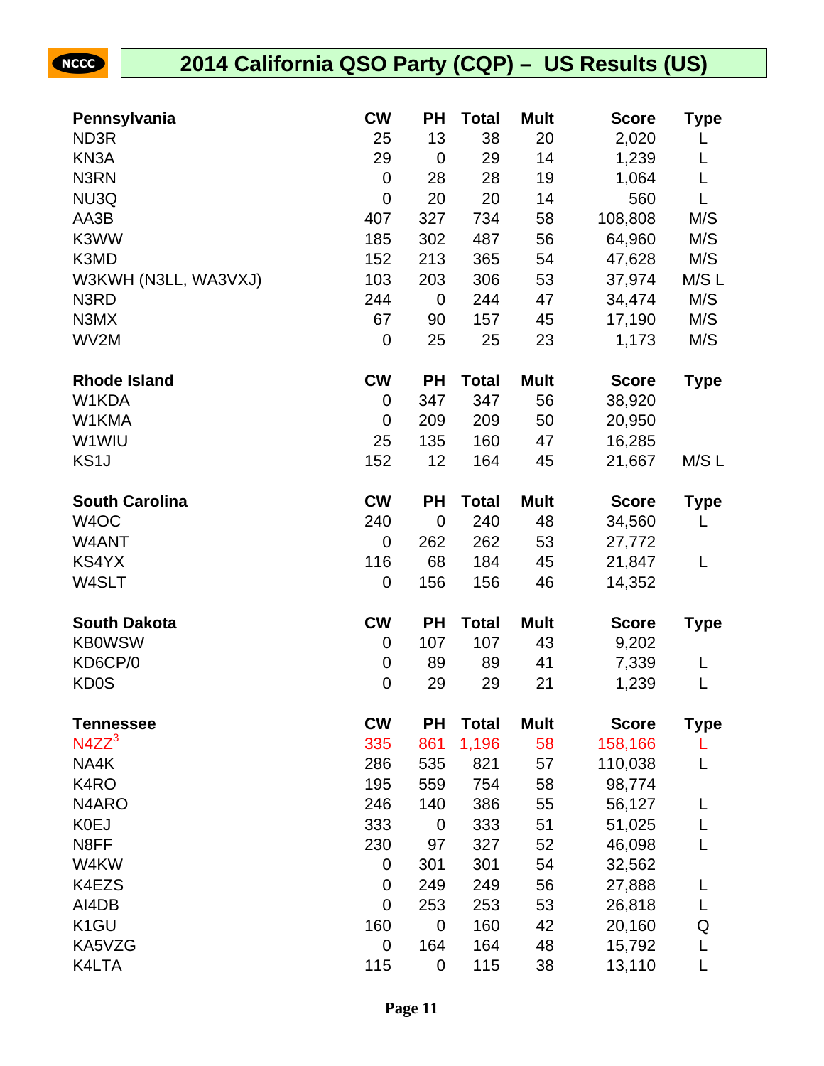# 2014 California QSO Party (CQP) – US Results (US)

| Pennsylvania | CW | PH | Total | Mult | Score | Type |
|---|---|---|---|---|---|---|
| ND3R | 25 | 13 | 38 | 20 | 2,020 | L |
| KN3A | 29 | 0 | 29 | 14 | 1,239 | L |
| N3RN | 0 | 28 | 28 | 19 | 1,064 | L |
| NU3Q | 0 | 20 | 20 | 14 | 560 | L |
| AA3B | 407 | 327 | 734 | 58 | 108,808 | M/S |
| K3WW | 185 | 302 | 487 | 56 | 64,960 | M/S |
| K3MD | 152 | 213 | 365 | 54 | 47,628 | M/S |
| W3KWH (N3LL, WA3VXJ) | 103 | 203 | 306 | 53 | 37,974 | M/S L |
| N3RD | 244 | 0 | 244 | 47 | 34,474 | M/S |
| N3MX | 67 | 90 | 157 | 45 | 17,190 | M/S |
| WV2M | 0 | 25 | 25 | 23 | 1,173 | M/S |

| Rhode Island | CW | PH | Total | Mult | Score | Type |
|---|---|---|---|---|---|---|
| W1KDA | 0 | 347 | 347 | 56 | 38,920 | |
| W1KMA | 0 | 209 | 209 | 50 | 20,950 | |
| W1WIU | 25 | 135 | 160 | 47 | 16,285 | |
| KS1J | 152 | 12 | 164 | 45 | 21,667 | M/S L |

| South Carolina | CW | PH | Total | Mult | Score | Type |
|---|---|---|---|---|---|---|
| W4OC | 240 | 0 | 240 | 48 | 34,560 | L |
| W4ANT | 0 | 262 | 262 | 53 | 27,772 | |
| KS4YX | 116 | 68 | 184 | 45 | 21,847 | L |
| W4SLT | 0 | 156 | 156 | 46 | 14,352 | |

| South Dakota | CW | PH | Total | Mult | Score | Type |
|---|---|---|---|---|---|---|
| KB0WSW | 0 | 107 | 107 | 43 | 9,202 | |
| KD6CP/0 | 0 | 89 | 89 | 41 | 7,339 | L |
| KD0S | 0 | 29 | 29 | 21 | 1,239 | L |

| Tennessee | CW | PH | Total | Mult | Score | Type |
|---|---|---|---|---|---|---|
| N4ZZ[3] | 335 | 861 | 1,196 | 58 | 158,166 | L |
| NA4K | 286 | 535 | 821 | 57 | 110,038 | L |
| K4RO | 195 | 559 | 754 | 58 | 98,774 | |
| N4ARO | 246 | 140 | 386 | 55 | 56,127 | L |
| K0EJ | 333 | 0 | 333 | 51 | 51,025 | L |
| N8FF | 230 | 97 | 327 | 52 | 46,098 | L |
| W4KW | 0 | 301 | 301 | 54 | 32,562 | |
| K4EZS | 0 | 249 | 249 | 56 | 27,888 | L |
| AI4DB | 0 | 253 | 253 | 53 | 26,818 | L |
| K1GU | 160 | 0 | 160 | 42 | 20,160 | Q |
| KA5VZG | 0 | 164 | 164 | 48 | 15,792 | L |
| K4LTA | 115 | 0 | 115 | 38 | 13,110 | L |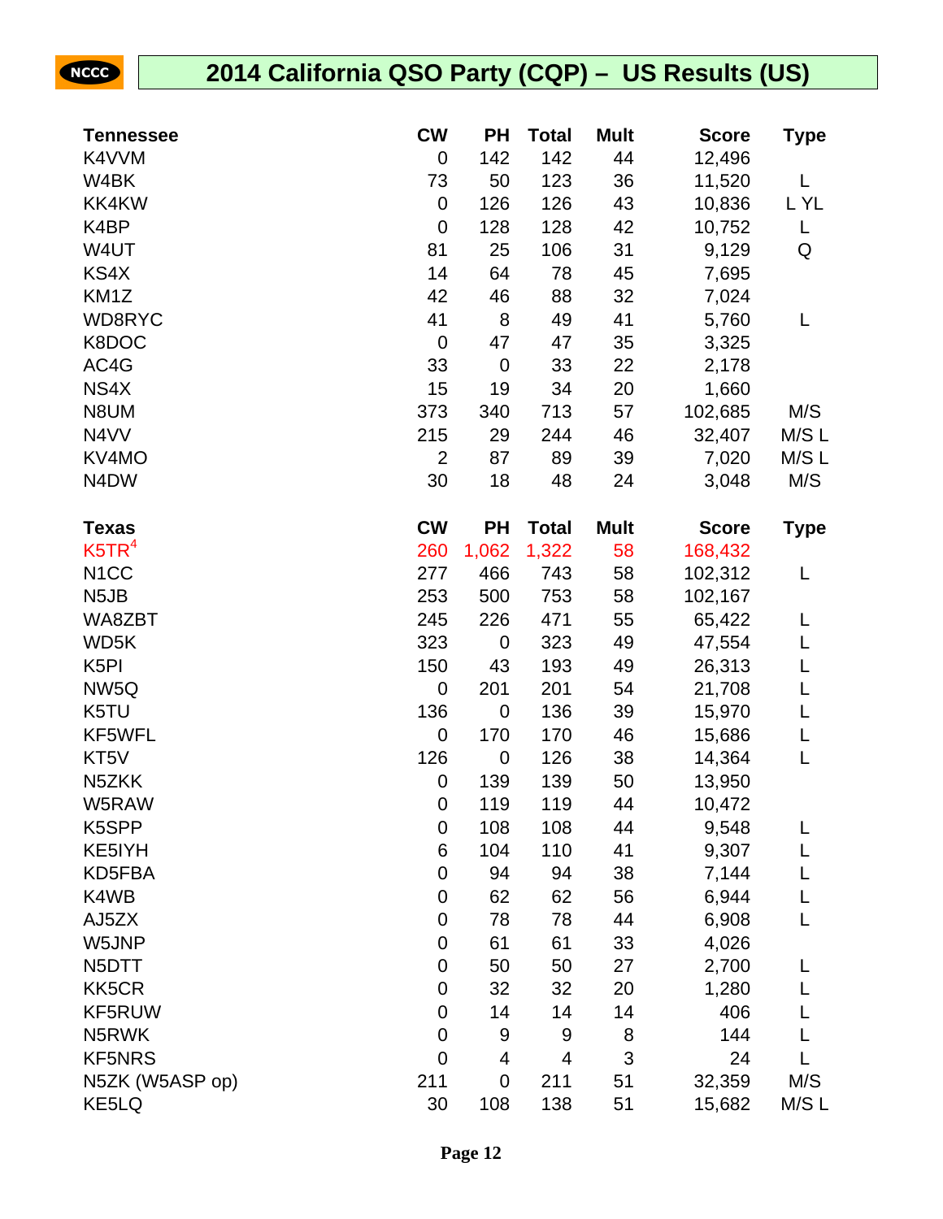# 2014 California QSO Party (CQP) – US Results (US)

| Tennessee | CW | PH | Total | Mult | Score | Type |
|---|---|---|---|---|---|---|
| K4VVM | 0 | 142 | 142 | 44 | 12,496 | |
| W4BK | 73 | 50 | 123 | 36 | 11,520 | L |
| KK4KW | 0 | 126 | 126 | 43 | 10,836 | L YL |
| K4BP | 0 | 128 | 128 | 42 | 10,752 | L |
| W4UT | 81 | 25 | 106 | 31 | 9,129 | Q |
| KS4X | 14 | 64 | 78 | 45 | 7,695 | |
| KM1Z | 42 | 46 | 88 | 32 | 7,024 | |
| WD8RYC | 41 | 8 | 49 | 41 | 5,760 | L |
| K8DOC | 0 | 47 | 47 | 35 | 3,325 | |
| AC4G | 33 | 0 | 33 | 22 | 2,178 | |
| NS4X | 15 | 19 | 34 | 20 | 1,660 | |
| N8UM | 373 | 340 | 713 | 57 | 102,685 | M/S |
| N4VV | 215 | 29 | 244 | 46 | 32,407 | M/S L |
| KV4MO | 2 | 87 | 89 | 39 | 7,020 | M/S L |
| N4DW | 30 | 18 | 48 | 24 | 3,048 | M/S |

| Texas | CW | PH | Total | Mult | Score | Type |
|---|---|---|---|---|---|---|
| K5TR[4] | 260 | 1,062 | 1,322 | 58 | 168,432 | |
| N1CC | 277 | 466 | 743 | 58 | 102,312 | L |
| N5JB | 253 | 500 | 753 | 58 | 102,167 | |
| WA8ZBT | 245 | 226 | 471 | 55 | 65,422 | L |
| WD5K | 323 | 0 | 323 | 49 | 47,554 | L |
| K5PI | 150 | 43 | 193 | 49 | 26,313 | L |
| NW5Q | 0 | 201 | 201 | 54 | 21,708 | L |
| K5TU | 136 | 0 | 136 | 39 | 15,970 | L |
| KF5WFL | 0 | 170 | 170 | 46 | 15,686 | L |
| KT5V | 126 | 0 | 126 | 38 | 14,364 | L |
| N5ZKK | 0 | 139 | 139 | 50 | 13,950 | |
| W5RAW | 0 | 119 | 119 | 44 | 10,472 | |
| K5SPP | 0 | 108 | 108 | 44 | 9,548 | L |
| KE5IYH | 6 | 104 | 110 | 41 | 9,307 | L |
| KD5FBA | 0 | 94 | 94 | 38 | 7,144 | L |
| K4WB | 0 | 62 | 62 | 56 | 6,944 | L |
| AJ5ZX | 0 | 78 | 78 | 44 | 6,908 | L |
| W5JNP | 0 | 61 | 61 | 33 | 4,026 | |
| N5DTT | 0 | 50 | 50 | 27 | 2,700 | L |
| KK5CR | 0 | 32 | 32 | 20 | 1,280 | L |
| KF5RUW | 0 | 14 | 14 | 14 | 406 | L |
| N5RWK | 0 | 9 | 9 | 8 | 144 | L |
| KF5NRS | 0 | 4 | 4 | 3 | 24 | L |
| N5ZK (W5ASP op) | 211 | 0 | 211 | 51 | 32,359 | M/S |
| KE5LQ | 30 | 108 | 138 | 51 | 15,682 | M/S L |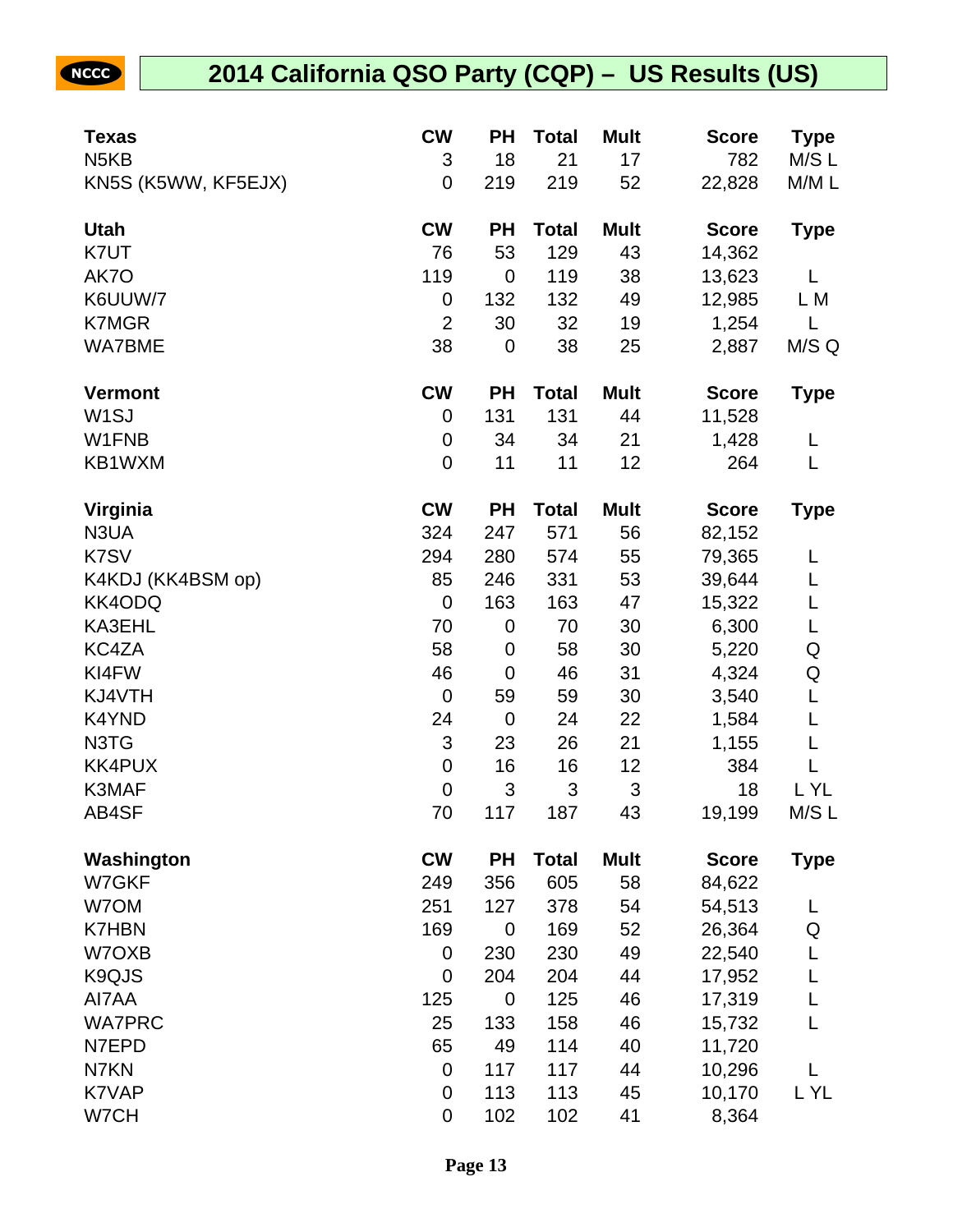# 2014 California QSO Party (CQP) – US Results (US)

| Texas | CW | PH | Total | Mult | Score | Type |
|---|---|---|---|---|---|---|
| N5KB | 3 | 18 | 21 | 17 | 782 | M/S L |
| KN5S (K5WW, KF5EJX) | 0 | 219 | 219 | 52 | 22,828 | M/M L |

| Utah | CW | PH | Total | Mult | Score | Type |
|---|---|---|---|---|---|---|
| K7UT | 76 | 53 | 129 | 43 | 14,362 | |
| AK7O | 119 | 0 | 119 | 38 | 13,623 | L |
| K6UUW/7 | 0 | 132 | 132 | 49 | 12,985 | L M |
| K7MGR | 2 | 30 | 32 | 19 | 1,254 | L |
| WA7BME | 38 | 0 | 38 | 25 | 2,887 | M/S Q |

| Vermont | CW | PH | Total | Mult | Score | Type |
|---|---|---|---|---|---|---|
| W1SJ | 0 | 131 | 131 | 44 | 11,528 | |
| W1FNB | 0 | 34 | 34 | 21 | 1,428 | L |
| KB1WXM | 0 | 11 | 11 | 12 | 264 | L |

| Virginia | CW | PH | Total | Mult | Score | Type |
|---|---|---|---|---|---|---|
| N3UA | 324 | 247 | 571 | 56 | 82,152 | |
| K7SV | 294 | 280 | 574 | 55 | 79,365 | L |
| K4KDJ (KK4BSM op) | 85 | 246 | 331 | 53 | 39,644 | L |
| KK4ODQ | 0 | 163 | 163 | 47 | 15,322 | L |
| KA3EHL | 70 | 0 | 70 | 30 | 6,300 | L |
| KC4ZA | 58 | 0 | 58 | 30 | 5,220 | Q |
| KI4FW | 46 | 0 | 46 | 31 | 4,324 | Q |
| KJ4VTH | 0 | 59 | 59 | 30 | 3,540 | L |
| K4YND | 24 | 0 | 24 | 22 | 1,584 | L |
| N3TG | 3 | 23 | 26 | 21 | 1,155 | L |
| KK4PUX | 0 | 16 | 16 | 12 | 384 | L |
| K3MAF | 0 | 3 | 3 | 3 | 18 | L YL |
| AB4SF | 70 | 117 | 187 | 43 | 19,199 | M/S L |

| Washington | CW | PH | Total | Mult | Score | Type |
|---|---|---|---|---|---|---|
| W7GKF | 249 | 356 | 605 | 58 | 84,622 | |
| W7OM | 251 | 127 | 378 | 54 | 54,513 | L |
| K7HBN | 169 | 0 | 169 | 52 | 26,364 | Q |
| W7OXB | 0 | 230 | 230 | 49 | 22,540 | L |
| K9QJS | 0 | 204 | 204 | 44 | 17,952 | L |
| AI7AA | 125 | 0 | 125 | 46 | 17,319 | L |
| WA7PRC | 25 | 133 | 158 | 46 | 15,732 | L |
| N7EPD | 65 | 49 | 114 | 40 | 11,720 | |
| N7KN | 0 | 117 | 117 | 44 | 10,296 | L |
| K7VAP | 0 | 113 | 113 | 45 | 10,170 | L YL |
| W7CH | 0 | 102 | 102 | 41 | 8,364 | |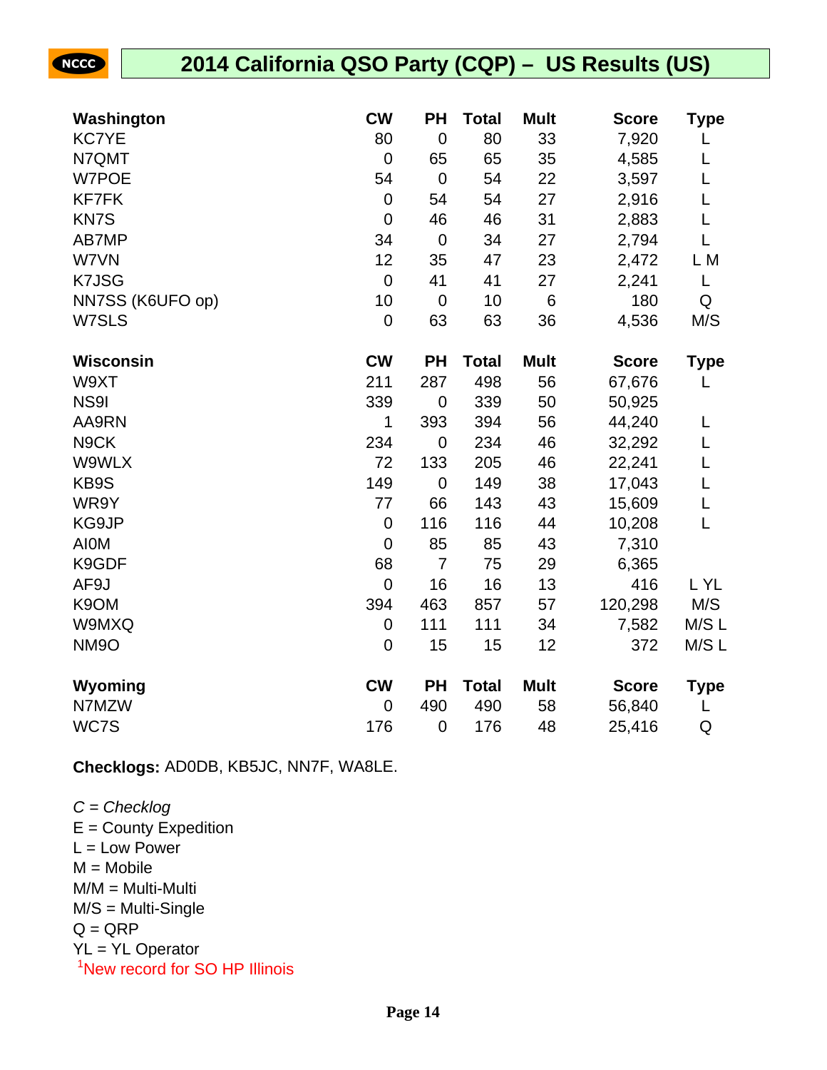## 2014 California QSO Party (CQP) – US Results (US)

| Washington | CW | PH | Total | Mult | Score | Type |
|---|---|---|---|---|---|---|
| KC7YE | 80 | 0 | 80 | 33 | 7,920 | L |
| N7QMT | 0 | 65 | 65 | 35 | 4,585 | L |
| W7POE | 54 | 0 | 54 | 22 | 3,597 | L |
| KF7FK | 0 | 54 | 54 | 27 | 2,916 | L |
| KN7S | 0 | 46 | 46 | 31 | 2,883 | L |
| AB7MP | 34 | 0 | 34 | 27 | 2,794 | L |
| W7VN | 12 | 35 | 47 | 23 | 2,472 | L M |
| K7JSG | 0 | 41 | 41 | 27 | 2,241 | L |
| NN7SS (K6UFO op) | 10 | 0 | 10 | 6 | 180 | Q |
| W7SLS | 0 | 63 | 63 | 36 | 4,536 | M/S |

| Wisconsin | CW | PH | Total | Mult | Score | Type |
|---|---|---|---|---|---|---|
| W9XT | 211 | 287 | 498 | 56 | 67,676 | L |
| NS9I | 339 | 0 | 339 | 50 | 50,925 | |
| AA9RN | 1 | 393 | 394 | 56 | 44,240 | L |
| N9CK | 234 | 0 | 234 | 46 | 32,292 | L |
| W9WLX | 72 | 133 | 205 | 46 | 22,241 | L |
| KB9S | 149 | 0 | 149 | 38 | 17,043 | L |
| WR9Y | 77 | 66 | 143 | 43 | 15,609 | L |
| KG9JP | 0 | 116 | 116 | 44 | 10,208 | L |
| AI0M | 0 | 85 | 85 | 43 | 7,310 | |
| K9GDF | 68 | 7 | 75 | 29 | 6,365 | |
| AF9J | 0 | 16 | 16 | 13 | 416 | L YL |
| K9OM | 394 | 463 | 857 | 57 | 120,298 | M/S |
| W9MXQ | 0 | 111 | 111 | 34 | 7,582 | M/S L |
| NM9O | 0 | 15 | 15 | 12 | 372 | M/S L |

| Wyoming | CW | PH | Total | Mult | Score | Type |
|---|---|---|---|---|---|---|
| N7MZW | 0 | 490 | 490 | 58 | 56,840 | L |
| WC7S | 176 | 0 | 176 | 48 | 25,416 | Q |

**Checklogs:** AD0DB, KB5JC, NN7F, WA8LE.

*C = Checklog*
E = County Expedition
L = Low Power
M = Mobile
M/M = Multi-Multi
M/S = Multi-Single
Q = QRP
YL = YL Operator
[1]New record for SO HP Illinois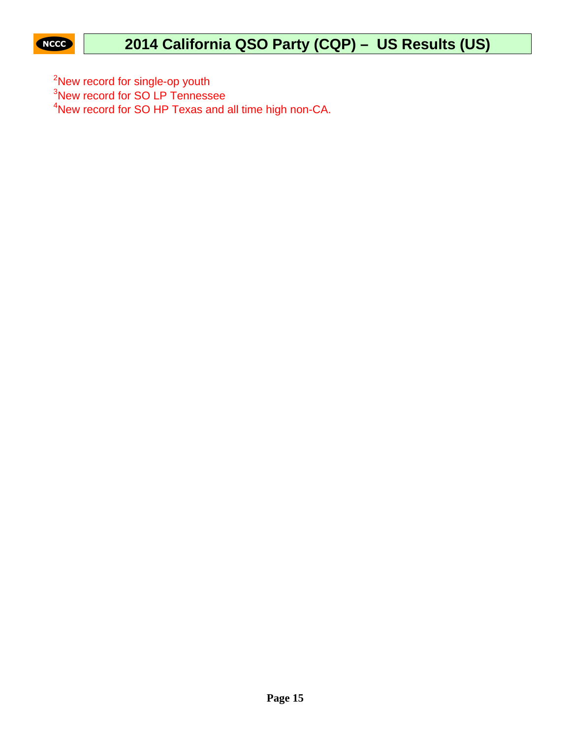[2]New record for single-op youth
[3]New record for SO LP Tennessee
[4]New record for SO HP Texas and all time high non-CA.